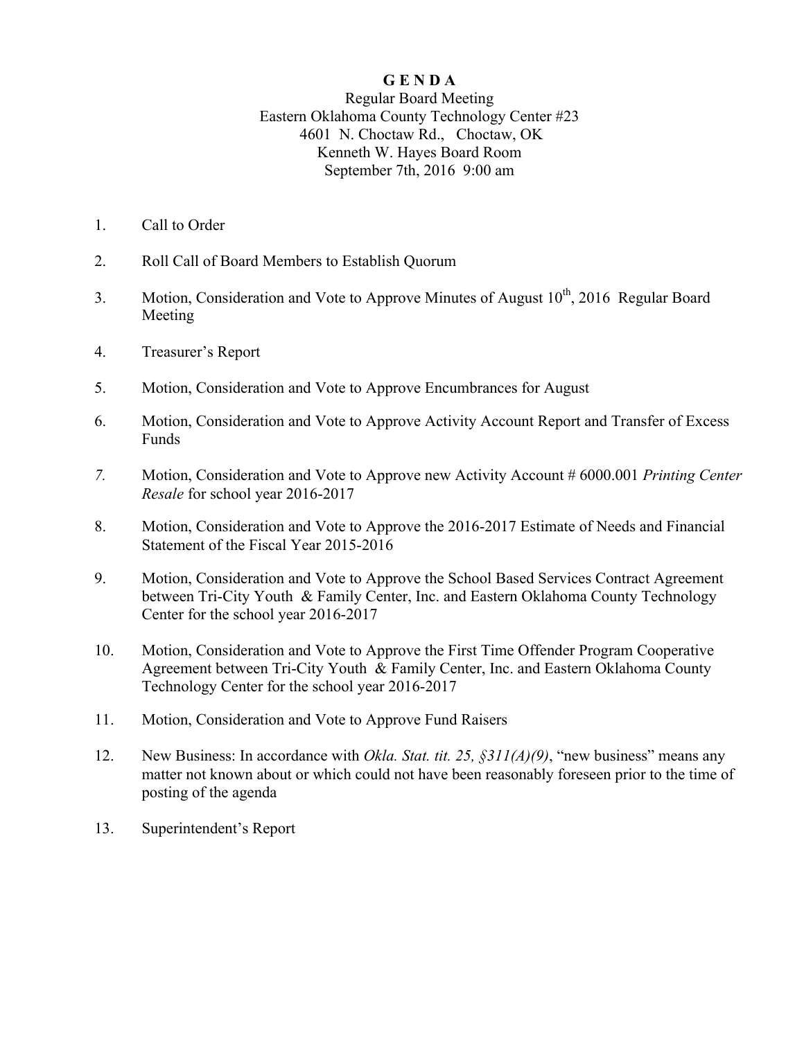**G E N D A**

Regular Board Meeting
Eastern Oklahoma County Technology Center #23
4601 N. Choctaw Rd., Choctaw, OK
Kenneth W. Hayes Board Room
September 7th, 2016 9:00 am

1. Call to Order

2. Roll Call of Board Members to Establish Quorum

3. Motion, Consideration and Vote to Approve Minutes of August 10th, 2016 Regular Board Meeting

4. Treasurer's Report

5. Motion, Consideration and Vote to Approve Encumbrances for August

6. Motion, Consideration and Vote to Approve Activity Account Report and Transfer of Excess Funds

7. Motion, Consideration and Vote to Approve new Activity Account # 6000.001 *Printing Center Resale* for school year 2016-2017

8. Motion, Consideration and Vote to Approve the 2016-2017 Estimate of Needs and Financial Statement of the Fiscal Year 2015-2016

9. Motion, Consideration and Vote to Approve the School Based Services Contract Agreement between Tri-City Youth & Family Center, Inc. and Eastern Oklahoma County Technology Center for the school year 2016-2017

10. Motion, Consideration and Vote to Approve the First Time Offender Program Cooperative Agreement between Tri-City Youth & Family Center, Inc. and Eastern Oklahoma County Technology Center for the school year 2016-2017

11. Motion, Consideration and Vote to Approve Fund Raisers

12. New Business: In accordance with *Okla. Stat. tit. 25, §311(A)(9)*, "new business" means any matter not known about or which could not have been reasonably foreseen prior to the time of posting of the agenda

13. Superintendent's Report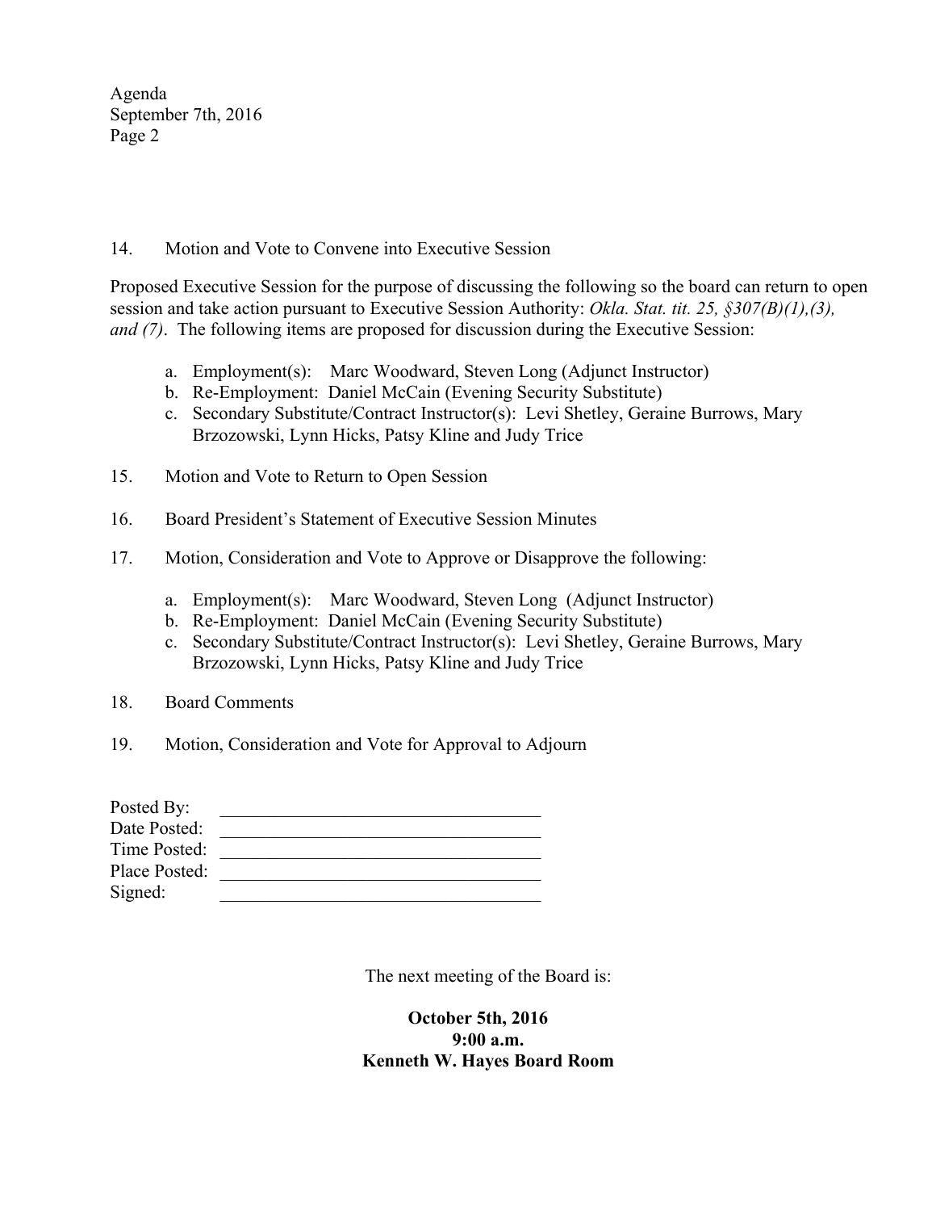14. Motion and Vote to Convene into Executive Session

Proposed Executive Session for the purpose of discussing the following so the board can return to open session and take action pursuant to Executive Session Authority: *Okla. Stat. tit. 25, §307(B)(1),(3), and (7)*. The following items are proposed for discussion during the Executive Session:

a. Employment(s): Marc Woodward, Steven Long (Adjunct Instructor)
b. Re-Employment: Daniel McCain (Evening Security Substitute)
c. Secondary Substitute/Contract Instructor(s): Levi Shetley, Geraine Burrows, Mary Brzozowski, Lynn Hicks, Patsy Kline and Judy Trice

15. Motion and Vote to Return to Open Session

16. Board President's Statement of Executive Session Minutes

17. Motion, Consideration and Vote to Approve or Disapprove the following:

a. Employment(s): Marc Woodward, Steven Long (Adjunct Instructor)
b. Re-Employment: Daniel McCain (Evening Security Substitute)
c. Secondary Substitute/Contract Instructor(s): Levi Shetley, Geraine Burrows, Mary Brzozowski, Lynn Hicks, Patsy Kline and Judy Trice

18. Board Comments

19. Motion, Consideration and Vote for Approval to Adjourn

Posted By: ___________________________________
Date Posted: ___________________________________
Time Posted: ___________________________________
Place Posted: ___________________________________
Signed: ___________________________________

The next meeting of the Board is:

**October 5th, 2016**
**9:00 a.m.**
**Kenneth W. Hayes Board Room**